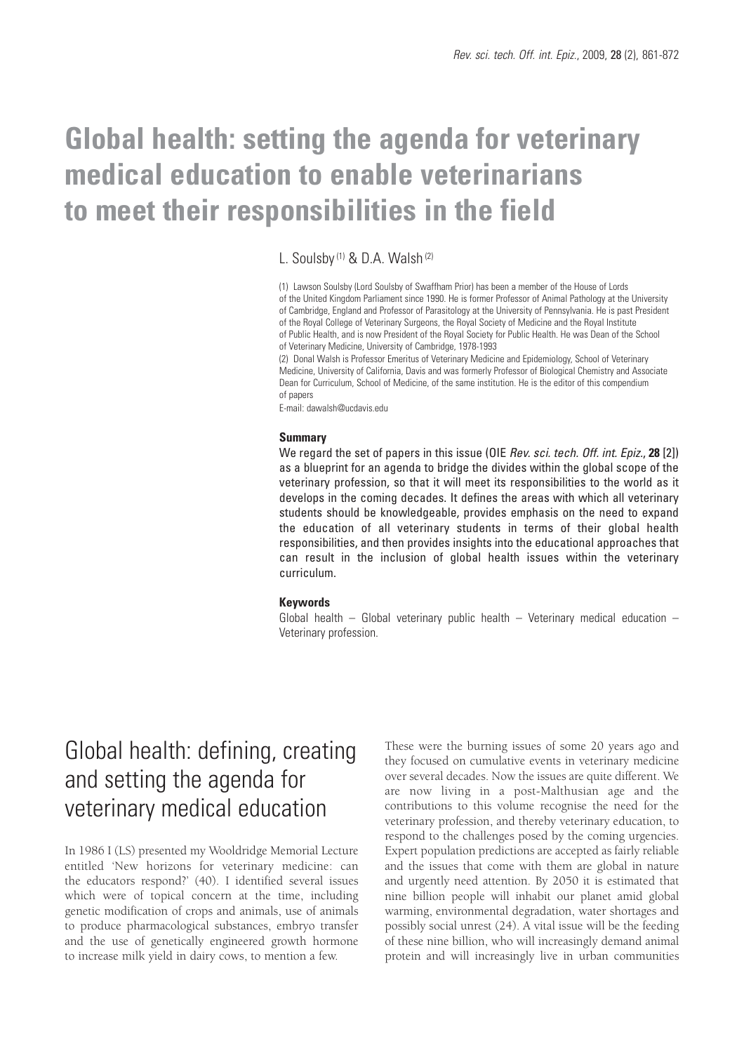# Global health: setting the agenda for veterinary medical education to enable veterinarians to meet their responsibilities in the field

L. Soulsby [(1)] & D.A. Walsh [(2)]

(1) Lawson Soulsby (Lord Soulsby of Swaffham Prior) has been a member of the House of Lords of the United Kingdom Parliament since 1990. He is former Professor of Animal Pathology at the University of Cambridge, England and Professor of Parasitology at the University of Pennsylvania. He is past President of the Royal College of Veterinary Surgeons, the Royal Society of Medicine and the Royal Institute of Public Health, and is now President of the Royal Society for Public Health. He was Dean of the School of Veterinary Medicine, University of Cambridge, 1978-1993

(2) Donal Walsh is Professor Emeritus of Veterinary Medicine and Epidemiology, School of Veterinary Medicine, University of California, Davis and was formerly Professor of Biological Chemistry and Associate Dean for Curriculum, School of Medicine, of the same institution. He is the editor of this compendium of papers

E-mail: dawalsh@ucdavis.edu

**Summary**

We regard the set of papers in this issue (OIE *Rev. sci. tech. Off. int. Epiz.*, **28** [2]) as a blueprint for an agenda to bridge the divides within the global scope of the veterinary profession, so that it will meet its responsibilities to the world as it develops in the coming decades. It defines the areas with which all veterinary students should be knowledgeable, provides emphasis on the need to expand the education of all veterinary students in terms of their global health responsibilities, and then provides insights into the educational approaches that can result in the inclusion of global health issues within the veterinary curriculum.

**Keywords**

Global health – Global veterinary public health – Veterinary medical education – Veterinary profession.

## Global health: defining, creating and setting the agenda for veterinary medical education

In 1986 I (LS) presented my Wooldridge Memorial Lecture entitled 'New horizons for veterinary medicine: can the educators respond?' (40). I identified several issues which were of topical concern at the time, including genetic modification of crops and animals, use of animals to produce pharmacological substances, embryo transfer and the use of genetically engineered growth hormone to increase milk yield in dairy cows, to mention a few.

These were the burning issues of some 20 years ago and they focused on cumulative events in veterinary medicine over several decades. Now the issues are quite different. We are now living in a post-Malthusian age and the contributions to this volume recognise the need for the veterinary profession, and thereby veterinary education, to respond to the challenges posed by the coming urgencies. Expert population predictions are accepted as fairly reliable and the issues that come with them are global in nature and urgently need attention. By 2050 it is estimated that nine billion people will inhabit our planet amid global warming, environmental degradation, water shortages and possibly social unrest (24). A vital issue will be the feeding of these nine billion, who will increasingly demand animal protein and will increasingly live in urban communities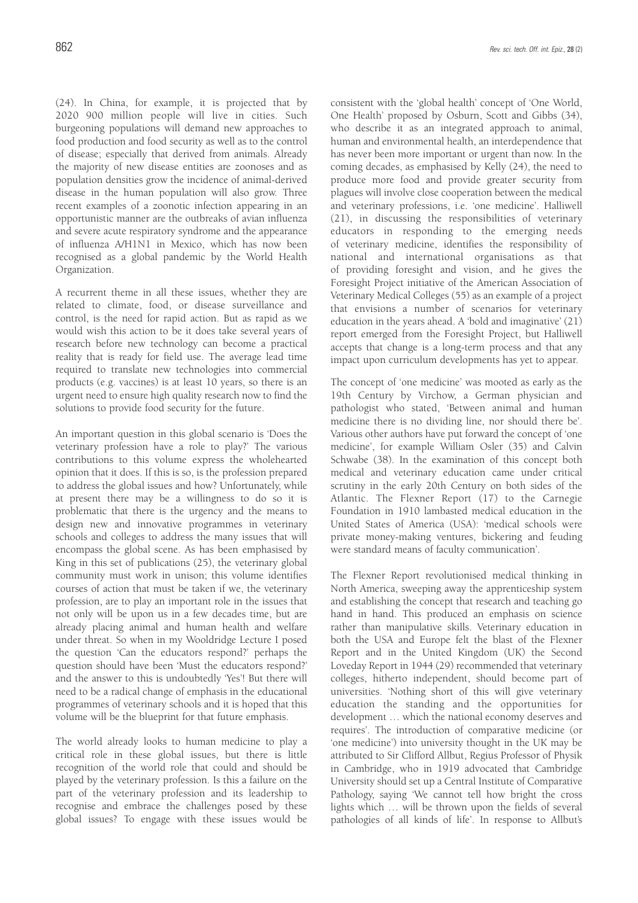(24). In China, for example, it is projected that by 2020 900 million people will live in cities. Such burgeoning populations will demand new approaches to food production and food security as well as to the control of disease; especially that derived from animals. Already the majority of new disease entities are zoonoses and as population densities grow the incidence of animal-derived disease in the human population will also grow. Three recent examples of a zoonotic infection appearing in an opportunistic manner are the outbreaks of avian influenza and severe acute respiratory syndrome and the appearance of influenza A/H1N1 in Mexico, which has now been recognised as a global pandemic by the World Health Organization.

A recurrent theme in all these issues, whether they are related to climate, food, or disease surveillance and control, is the need for rapid action. But as rapid as we would wish this action to be it does take several years of research before new technology can become a practical reality that is ready for field use. The average lead time required to translate new technologies into commercial products (e.g. vaccines) is at least 10 years, so there is an urgent need to ensure high quality research now to find the solutions to provide food security for the future.

An important question in this global scenario is 'Does the veterinary profession have a role to play?' The various contributions to this volume express the wholehearted opinion that it does. If this is so, is the profession prepared to address the global issues and how? Unfortunately, while at present there may be a willingness to do so it is problematic that there is the urgency and the means to design new and innovative programmes in veterinary schools and colleges to address the many issues that will encompass the global scene. As has been emphasised by King in this set of publications (25), the veterinary global community must work in unison; this volume identifies courses of action that must be taken if we, the veterinary profession, are to play an important role in the issues that not only will be upon us in a few decades time, but are already placing animal and human health and welfare under threat. So when in my Wooldridge Lecture I posed the question 'Can the educators respond?' perhaps the question should have been 'Must the educators respond?' and the answer to this is undoubtedly 'Yes'! But there will need to be a radical change of emphasis in the educational programmes of veterinary schools and it is hoped that this volume will be the blueprint for that future emphasis.

The world already looks to human medicine to play a critical role in these global issues, but there is little recognition of the world role that could and should be played by the veterinary profession. Is this a failure on the part of the veterinary profession and its leadership to recognise and embrace the challenges posed by these global issues? To engage with these issues would be consistent with the 'global health' concept of 'One World, One Health' proposed by Osburn, Scott and Gibbs (34), who describe it as an integrated approach to animal, human and environmental health, an interdependence that has never been more important or urgent than now. In the coming decades, as emphasised by Kelly (24), the need to produce more food and provide greater security from plagues will involve close cooperation between the medical and veterinary professions, i.e. 'one medicine'. Halliwell (21), in discussing the responsibilities of veterinary educators in responding to the emerging needs of veterinary medicine, identifies the responsibility of national and international organisations as that of providing foresight and vision, and he gives the Foresight Project initiative of the American Association of Veterinary Medical Colleges (55) as an example of a project that envisions a number of scenarios for veterinary education in the years ahead. A 'bold and imaginative' (21) report emerged from the Foresight Project, but Halliwell accepts that change is a long-term process and that any impact upon curriculum developments has yet to appear.

The concept of 'one medicine' was mooted as early as the 19th Century by Virchow, a German physician and pathologist who stated, 'Between animal and human medicine there is no dividing line, nor should there be'. Various other authors have put forward the concept of 'one medicine', for example William Osler (35) and Calvin Schwabe (38). In the examination of this concept both medical and veterinary education came under critical scrutiny in the early 20th Century on both sides of the Atlantic. The Flexner Report (17) to the Carnegie Foundation in 1910 lambasted medical education in the United States of America (USA): 'medical schools were private money-making ventures, bickering and feuding were standard means of faculty communication'.

The Flexner Report revolutionised medical thinking in North America, sweeping away the apprenticeship system and establishing the concept that research and teaching go hand in hand. This produced an emphasis on science rather than manipulative skills. Veterinary education in both the USA and Europe felt the blast of the Flexner Report and in the United Kingdom (UK) the Second Loveday Report in 1944 (29) recommended that veterinary colleges, hitherto independent, should become part of universities. 'Nothing short of this will give veterinary education the standing and the opportunities for development … which the national economy deserves and requires'. The introduction of comparative medicine (or 'one medicine') into university thought in the UK may be attributed to Sir Clifford Allbut, Regius Professor of Physik in Cambridge, who in 1919 advocated that Cambridge University should set up a Central Institute of Comparative Pathology, saying 'We cannot tell how bright the cross lights which … will be thrown upon the fields of several pathologies of all kinds of life'. In response to Allbut's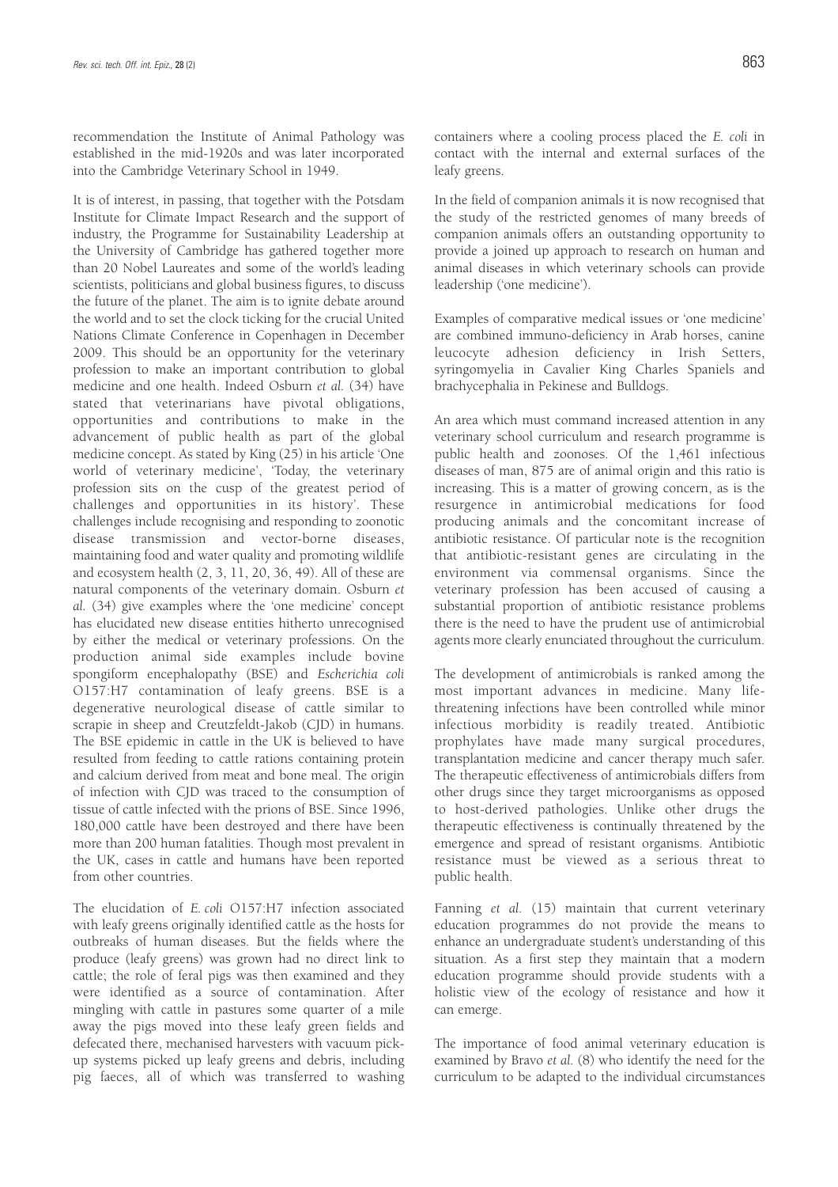recommendation the Institute of Animal Pathology was established in the mid-1920s and was later incorporated into the Cambridge Veterinary School in 1949.

It is of interest, in passing, that together with the Potsdam Institute for Climate Impact Research and the support of industry, the Programme for Sustainability Leadership at the University of Cambridge has gathered together more than 20 Nobel Laureates and some of the world's leading scientists, politicians and global business figures, to discuss the future of the planet. The aim is to ignite debate around the world and to set the clock ticking for the crucial United Nations Climate Conference in Copenhagen in December 2009. This should be an opportunity for the veterinary profession to make an important contribution to global medicine and one health. Indeed Osburn *et al.* (34) have stated that veterinarians have pivotal obligations, opportunities and contributions to make in the advancement of public health as part of the global medicine concept. As stated by King (25) in his article 'One world of veterinary medicine', 'Today, the veterinary profession sits on the cusp of the greatest period of challenges and opportunities in its history'. These challenges include recognising and responding to zoonotic disease transmission and vector-borne diseases, maintaining food and water quality and promoting wildlife and ecosystem health (2, 3, 11, 20, 36, 49). All of these are natural components of the veterinary domain. Osburn *et al.* (34) give examples where the 'one medicine' concept has elucidated new disease entities hitherto unrecognised by either the medical or veterinary professions. On the production animal side examples include bovine spongiform encephalopathy (BSE) and *Escherichia coli* O157:H7 contamination of leafy greens. BSE is a degenerative neurological disease of cattle similar to scrapie in sheep and Creutzfeldt-Jakob (CJD) in humans. The BSE epidemic in cattle in the UK is believed to have resulted from feeding to cattle rations containing protein and calcium derived from meat and bone meal. The origin of infection with CJD was traced to the consumption of tissue of cattle infected with the prions of BSE. Since 1996, 180,000 cattle have been destroyed and there have been more than 200 human fatalities. Though most prevalent in the UK, cases in cattle and humans have been reported from other countries.

The elucidation of *E. coli* O157:H7 infection associated with leafy greens originally identified cattle as the hosts for outbreaks of human diseases. But the fields where the produce (leafy greens) was grown had no direct link to cattle; the role of feral pigs was then examined and they were identified as a source of contamination. After mingling with cattle in pastures some quarter of a mile away the pigs moved into these leafy green fields and defecated there, mechanised harvesters with vacuum pick-up systems picked up leafy greens and debris, including pig faeces, all of which was transferred to washing containers where a cooling process placed the *E. coli* in contact with the internal and external surfaces of the leafy greens.

In the field of companion animals it is now recognised that the study of the restricted genomes of many breeds of companion animals offers an outstanding opportunity to provide a joined up approach to research on human and animal diseases in which veterinary schools can provide leadership ('one medicine').

Examples of comparative medical issues or 'one medicine' are combined immuno-deficiency in Arab horses, canine leucocyte adhesion deficiency in Irish Setters, syringomyelia in Cavalier King Charles Spaniels and brachycephalia in Pekinese and Bulldogs.

An area which must command increased attention in any veterinary school curriculum and research programme is public health and zoonoses. Of the 1,461 infectious diseases of man, 875 are of animal origin and this ratio is increasing. This is a matter of growing concern, as is the resurgence in antimicrobial medications for food producing animals and the concomitant increase of antibiotic resistance. Of particular note is the recognition that antibiotic-resistant genes are circulating in the environment via commensal organisms. Since the veterinary profession has been accused of causing a substantial proportion of antibiotic resistance problems there is the need to have the prudent use of antimicrobial agents more clearly enunciated throughout the curriculum.

The development of antimicrobials is ranked among the most important advances in medicine. Many life-threatening infections have been controlled while minor infectious morbidity is readily treated. Antibiotic prophylates have made many surgical procedures, transplantation medicine and cancer therapy much safer. The therapeutic effectiveness of antimicrobials differs from other drugs since they target microorganisms as opposed to host-derived pathologies. Unlike other drugs the therapeutic effectiveness is continually threatened by the emergence and spread of resistant organisms. Antibiotic resistance must be viewed as a serious threat to public health.

Fanning *et al.* (15) maintain that current veterinary education programmes do not provide the means to enhance an undergraduate student's understanding of this situation. As a first step they maintain that a modern education programme should provide students with a holistic view of the ecology of resistance and how it can emerge.

The importance of food animal veterinary education is examined by Bravo *et al.* (8) who identify the need for the curriculum to be adapted to the individual circumstances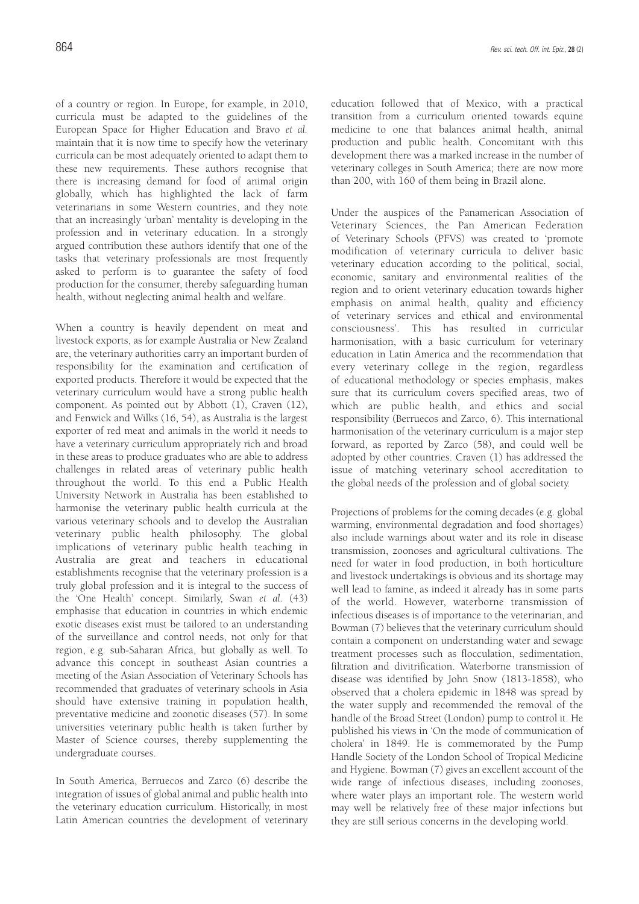of a country or region. In Europe, for example, in 2010, curricula must be adapted to the guidelines of the European Space for Higher Education and Bravo *et al.* maintain that it is now time to specify how the veterinary curricula can be most adequately oriented to adapt them to these new requirements. These authors recognise that there is increasing demand for food of animal origin globally, which has highlighted the lack of farm veterinarians in some Western countries, and they note that an increasingly 'urban' mentality is developing in the profession and in veterinary education. In a strongly argued contribution these authors identify that one of the tasks that veterinary professionals are most frequently asked to perform is to guarantee the safety of food production for the consumer, thereby safeguarding human health, without neglecting animal health and welfare.

When a country is heavily dependent on meat and livestock exports, as for example Australia or New Zealand are, the veterinary authorities carry an important burden of responsibility for the examination and certification of exported products. Therefore it would be expected that the veterinary curriculum would have a strong public health component. As pointed out by Abbott (1), Craven (12), and Fenwick and Wilks (16, 54), as Australia is the largest exporter of red meat and animals in the world it needs to have a veterinary curriculum appropriately rich and broad in these areas to produce graduates who are able to address challenges in related areas of veterinary public health throughout the world. To this end a Public Health University Network in Australia has been established to harmonise the veterinary public health curricula at the various veterinary schools and to develop the Australian veterinary public health philosophy. The global implications of veterinary public health teaching in Australia are great and teachers in educational establishments recognise that the veterinary profession is a truly global profession and it is integral to the success of the 'One Health' concept. Similarly, Swan *et al.* (43) emphasise that education in countries in which endemic exotic diseases exist must be tailored to an understanding of the surveillance and control needs, not only for that region, e.g. sub-Saharan Africa, but globally as well. To advance this concept in southeast Asian countries a meeting of the Asian Association of Veterinary Schools has recommended that graduates of veterinary schools in Asia should have extensive training in population health, preventative medicine and zoonotic diseases (57). In some universities veterinary public health is taken further by Master of Science courses, thereby supplementing the undergraduate courses.

In South America, Berruecos and Zarco (6) describe the integration of issues of global animal and public health into the veterinary education curriculum. Historically, in most Latin American countries the development of veterinary education followed that of Mexico, with a practical transition from a curriculum oriented towards equine medicine to one that balances animal health, animal production and public health. Concomitant with this development there was a marked increase in the number of veterinary colleges in South America; there are now more than 200, with 160 of them being in Brazil alone.

Under the auspices of the Panamerican Association of Veterinary Sciences, the Pan American Federation of Veterinary Schools (PFVS) was created to 'promote modification of veterinary curricula to deliver basic veterinary education according to the political, social, economic, sanitary and environmental realities of the region and to orient veterinary education towards higher emphasis on animal health, quality and efficiency of veterinary services and ethical and environmental consciousness'. This has resulted in curricular harmonisation, with a basic curriculum for veterinary education in Latin America and the recommendation that every veterinary college in the region, regardless of educational methodology or species emphasis, makes sure that its curriculum covers specified areas, two of which are public health, and ethics and social responsibility (Berruecos and Zarco, 6). This international harmonisation of the veterinary curriculum is a major step forward, as reported by Zarco (58), and could well be adopted by other countries. Craven (1) has addressed the issue of matching veterinary school accreditation to the global needs of the profession and of global society.

Projections of problems for the coming decades (e.g. global warming, environmental degradation and food shortages) also include warnings about water and its role in disease transmission, zoonoses and agricultural cultivations. The need for water in food production, in both horticulture and livestock undertakings is obvious and its shortage may well lead to famine, as indeed it already has in some parts of the world. However, waterborne transmission of infectious diseases is of importance to the veterinarian, and Bowman (7) believes that the veterinary curriculum should contain a component on understanding water and sewage treatment processes such as flocculation, sedimentation, filtration and divitrification. Waterborne transmission of disease was identified by John Snow (1813-1858), who observed that a cholera epidemic in 1848 was spread by the water supply and recommended the removal of the handle of the Broad Street (London) pump to control it. He published his views in 'On the mode of communication of cholera' in 1849. He is commemorated by the Pump Handle Society of the London School of Tropical Medicine and Hygiene. Bowman (7) gives an excellent account of the wide range of infectious diseases, including zoonoses, where water plays an important role. The western world may well be relatively free of these major infections but they are still serious concerns in the developing world.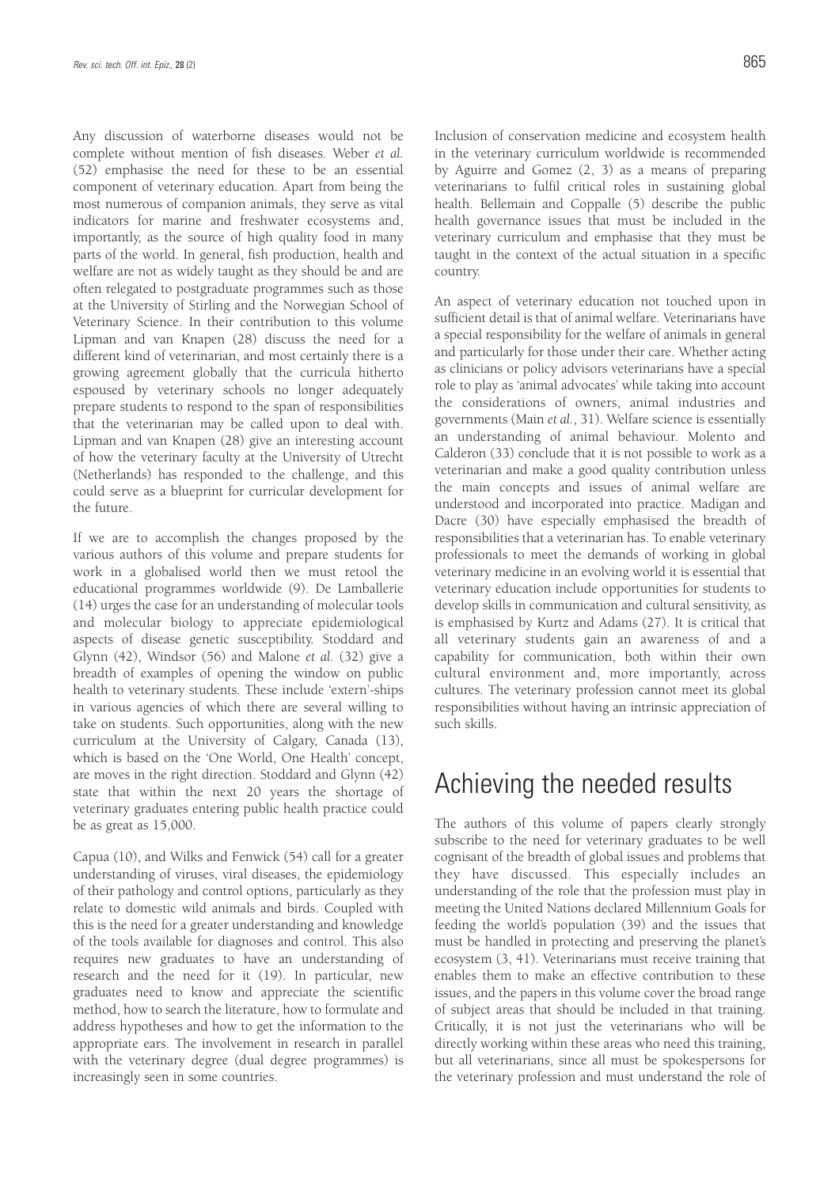Any discussion of waterborne diseases would not be complete without mention of fish diseases. Weber *et al.* (52) emphasise the need for these to be an essential component of veterinary education. Apart from being the most numerous of companion animals, they serve as vital indicators for marine and freshwater ecosystems and, importantly, as the source of high quality food in many parts of the world. In general, fish production, health and welfare are not as widely taught as they should be and are often relegated to postgraduate programmes such as those at the University of Stirling and the Norwegian School of Veterinary Science. In their contribution to this volume Lipman and van Knapen (28) discuss the need for a different kind of veterinarian, and most certainly there is a growing agreement globally that the curricula hitherto espoused by veterinary schools no longer adequately prepare students to respond to the span of responsibilities that the veterinarian may be called upon to deal with. Lipman and van Knapen (28) give an interesting account of how the veterinary faculty at the University of Utrecht (Netherlands) has responded to the challenge, and this could serve as a blueprint for curricular development for the future.

If we are to accomplish the changes proposed by the various authors of this volume and prepare students for work in a globalised world then we must retool the educational programmes worldwide (9). De Lamballerie (14) urges the case for an understanding of molecular tools and molecular biology to appreciate epidemiological aspects of disease genetic susceptibility. Stoddard and Glynn (42), Windsor (56) and Malone *et al.* (32) give a breadth of examples of opening the window on public health to veterinary students. These include 'extern'-ships in various agencies of which there are several willing to take on students. Such opportunities, along with the new curriculum at the University of Calgary, Canada (13), which is based on the 'One World, One Health' concept, are moves in the right direction. Stoddard and Glynn (42) state that within the next 20 years the shortage of veterinary graduates entering public health practice could be as great as 15,000.

Capua (10), and Wilks and Fenwick (54) call for a greater understanding of viruses, viral diseases, the epidemiology of their pathology and control options, particularly as they relate to domestic wild animals and birds. Coupled with this is the need for a greater understanding and knowledge of the tools available for diagnoses and control. This also requires new graduates to have an understanding of research and the need for it (19). In particular, new graduates need to know and appreciate the scientific method, how to search the literature, how to formulate and address hypotheses and how to get the information to the appropriate ears. The involvement in research in parallel with the veterinary degree (dual degree programmes) is increasingly seen in some countries.

Inclusion of conservation medicine and ecosystem health in the veterinary curriculum worldwide is recommended by Aguirre and Gomez (2, 3) as a means of preparing veterinarians to fulfil critical roles in sustaining global health. Bellemain and Coppalle (5) describe the public health governance issues that must be included in the veterinary curriculum and emphasise that they must be taught in the context of the actual situation in a specific country.

An aspect of veterinary education not touched upon in sufficient detail is that of animal welfare. Veterinarians have a special responsibility for the welfare of animals in general and particularly for those under their care. Whether acting as clinicians or policy advisors veterinarians have a special role to play as 'animal advocates' while taking into account the considerations of owners, animal industries and governments (Main *et al.*, 31). Welfare science is essentially an understanding of animal behaviour. Molento and Calderon (33) conclude that it is not possible to work as a veterinarian and make a good quality contribution unless the main concepts and issues of animal welfare are understood and incorporated into practice. Madigan and Dacre (30) have especially emphasised the breadth of responsibilities that a veterinarian has. To enable veterinary professionals to meet the demands of working in global veterinary medicine in an evolving world it is essential that veterinary education include opportunities for students to develop skills in communication and cultural sensitivity, as is emphasised by Kurtz and Adams (27). It is critical that all veterinary students gain an awareness of and a capability for communication, both within their own cultural environment and, more importantly, across cultures. The veterinary profession cannot meet its global responsibilities without having an intrinsic appreciation of such skills.

## Achieving the needed results

The authors of this volume of papers clearly strongly subscribe to the need for veterinary graduates to be well cognisant of the breadth of global issues and problems that they have discussed. This especially includes an understanding of the role that the profession must play in meeting the United Nations declared Millennium Goals for feeding the world's population (39) and the issues that must be handled in protecting and preserving the planet's ecosystem (3, 41). Veterinarians must receive training that enables them to make an effective contribution to these issues, and the papers in this volume cover the broad range of subject areas that should be included in that training. Critically, it is not just the veterinarians who will be directly working within these areas who need this training, but all veterinarians, since all must be spokespersons for the veterinary profession and must understand the role of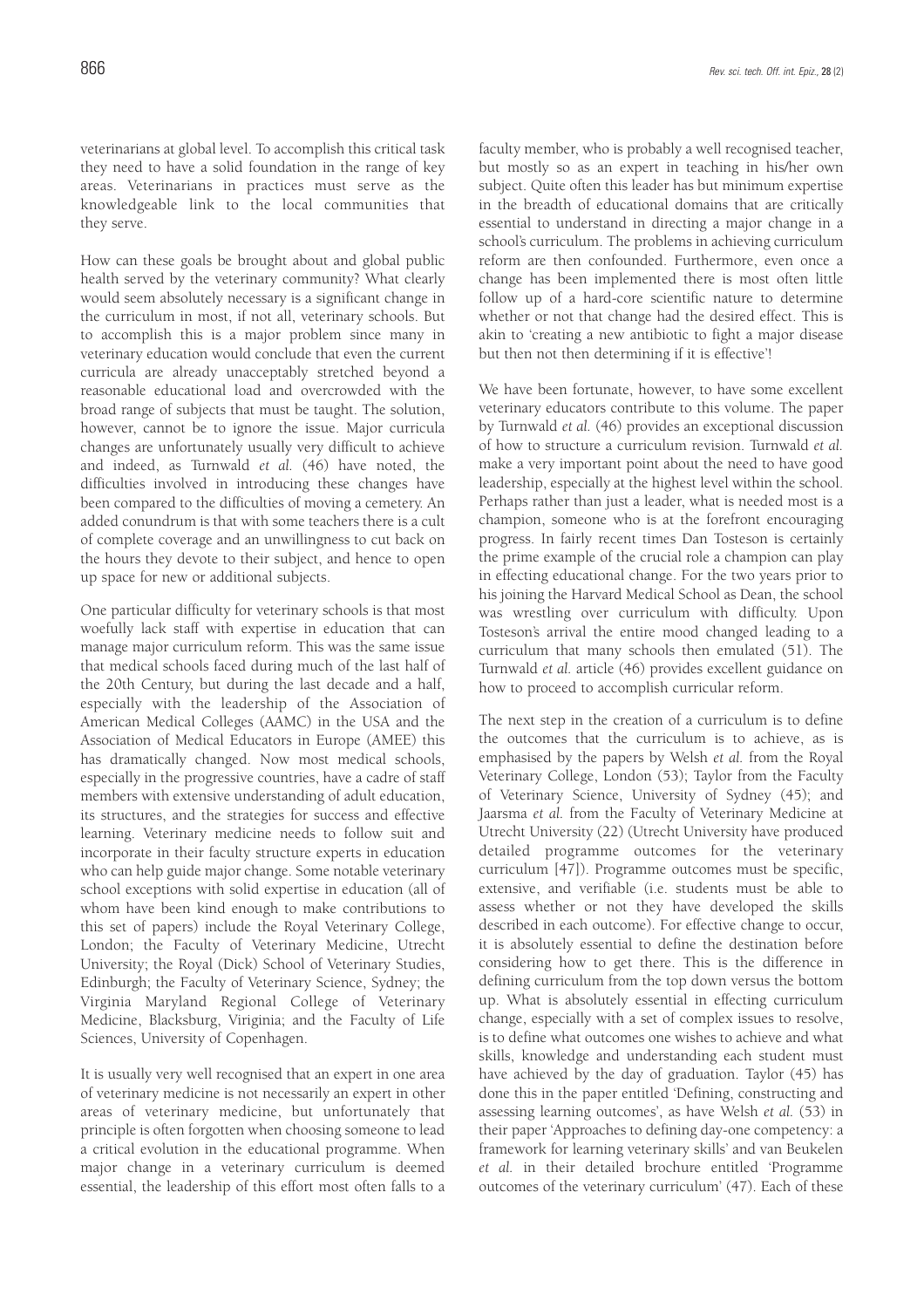veterinarians at global level. To accomplish this critical task they need to have a solid foundation in the range of key areas. Veterinarians in practices must serve as the knowledgeable link to the local communities that they serve.

How can these goals be brought about and global public health served by the veterinary community? What clearly would seem absolutely necessary is a significant change in the curriculum in most, if not all, veterinary schools. But to accomplish this is a major problem since many in veterinary education would conclude that even the current curricula are already unacceptably stretched beyond a reasonable educational load and overcrowded with the broad range of subjects that must be taught. The solution, however, cannot be to ignore the issue. Major curricula changes are unfortunately usually very difficult to achieve and indeed, as Turnwald *et al.* (46) have noted, the difficulties involved in introducing these changes have been compared to the difficulties of moving a cemetery. An added conundrum is that with some teachers there is a cult of complete coverage and an unwillingness to cut back on the hours they devote to their subject, and hence to open up space for new or additional subjects.

One particular difficulty for veterinary schools is that most woefully lack staff with expertise in education that can manage major curriculum reform. This was the same issue that medical schools faced during much of the last half of the 20th Century, but during the last decade and a half, especially with the leadership of the Association of American Medical Colleges (AAMC) in the USA and the Association of Medical Educators in Europe (AMEE) this has dramatically changed. Now most medical schools, especially in the progressive countries, have a cadre of staff members with extensive understanding of adult education, its structures, and the strategies for success and effective learning. Veterinary medicine needs to follow suit and incorporate in their faculty structure experts in education who can help guide major change. Some notable veterinary school exceptions with solid expertise in education (all of whom have been kind enough to make contributions to this set of papers) include the Royal Veterinary College, London; the Faculty of Veterinary Medicine, Utrecht University; the Royal (Dick) School of Veterinary Studies, Edinburgh; the Faculty of Veterinary Science, Sydney; the Virginia Maryland Regional College of Veterinary Medicine, Blacksburg, Viriginia; and the Faculty of Life Sciences, University of Copenhagen.

It is usually very well recognised that an expert in one area of veterinary medicine is not necessarily an expert in other areas of veterinary medicine, but unfortunately that principle is often forgotten when choosing someone to lead a critical evolution in the educational programme. When major change in a veterinary curriculum is deemed essential, the leadership of this effort most often falls to a faculty member, who is probably a well recognised teacher, but mostly so as an expert in teaching in his/her own subject. Quite often this leader has but minimum expertise in the breadth of educational domains that are critically essential to understand in directing a major change in a school's curriculum. The problems in achieving curriculum reform are then confounded. Furthermore, even once a change has been implemented there is most often little follow up of a hard-core scientific nature to determine whether or not that change had the desired effect. This is akin to 'creating a new antibiotic to fight a major disease but then not then determining if it is effective'!

We have been fortunate, however, to have some excellent veterinary educators contribute to this volume. The paper by Turnwald *et al.* (46) provides an exceptional discussion of how to structure a curriculum revision. Turnwald *et al.* make a very important point about the need to have good leadership, especially at the highest level within the school. Perhaps rather than just a leader, what is needed most is a champion, someone who is at the forefront encouraging progress. In fairly recent times Dan Tosteson is certainly the prime example of the crucial role a champion can play in effecting educational change. For the two years prior to his joining the Harvard Medical School as Dean, the school was wrestling over curriculum with difficulty. Upon Tosteson's arrival the entire mood changed leading to a curriculum that many schools then emulated (51). The Turnwald *et al.* article (46) provides excellent guidance on how to proceed to accomplish curricular reform.

The next step in the creation of a curriculum is to define the outcomes that the curriculum is to achieve, as is emphasised by the papers by Welsh *et al.* from the Royal Veterinary College, London (53); Taylor from the Faculty of Veterinary Science, University of Sydney (45); and Jaarsma *et al.* from the Faculty of Veterinary Medicine at Utrecht University (22) (Utrecht University have produced detailed programme outcomes for the veterinary curriculum [47]). Programme outcomes must be specific, extensive, and verifiable (i.e. students must be able to assess whether or not they have developed the skills described in each outcome). For effective change to occur, it is absolutely essential to define the destination before considering how to get there. This is the difference in defining curriculum from the top down versus the bottom up. What is absolutely essential in effecting curriculum change, especially with a set of complex issues to resolve, is to define what outcomes one wishes to achieve and what skills, knowledge and understanding each student must have achieved by the day of graduation. Taylor (45) has done this in the paper entitled 'Defining, constructing and assessing learning outcomes', as have Welsh *et al.* (53) in their paper 'Approaches to defining day-one competency: a framework for learning veterinary skills' and van Beukelen *et al.* in their detailed brochure entitled 'Programme outcomes of the veterinary curriculum' (47). Each of these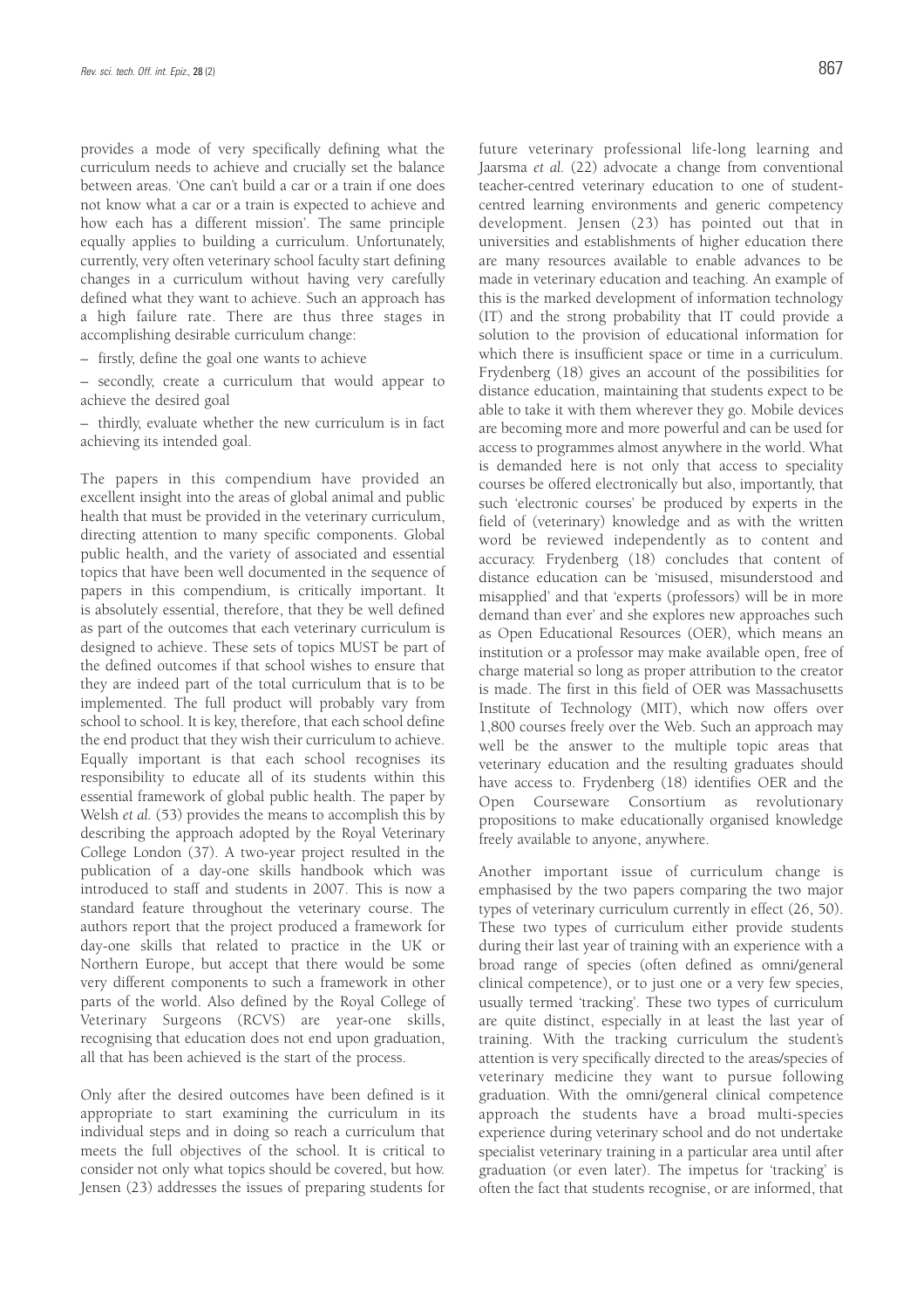provides a mode of very specifically defining what the curriculum needs to achieve and crucially set the balance between areas. 'One can't build a car or a train if one does not know what a car or a train is expected to achieve and how each has a different mission'. The same principle equally applies to building a curriculum. Unfortunately, currently, very often veterinary school faculty start defining changes in a curriculum without having very carefully defined what they want to achieve. Such an approach has a high failure rate. There are thus three stages in accomplishing desirable curriculum change:

– firstly, define the goal one wants to achieve

– secondly, create a curriculum that would appear to achieve the desired goal

– thirdly, evaluate whether the new curriculum is in fact achieving its intended goal.

The papers in this compendium have provided an excellent insight into the areas of global animal and public health that must be provided in the veterinary curriculum, directing attention to many specific components. Global public health, and the variety of associated and essential topics that have been well documented in the sequence of papers in this compendium, is critically important. It is absolutely essential, therefore, that they be well defined as part of the outcomes that each veterinary curriculum is designed to achieve. These sets of topics MUST be part of the defined outcomes if that school wishes to ensure that they are indeed part of the total curriculum that is to be implemented. The full product will probably vary from school to school. It is key, therefore, that each school define the end product that they wish their curriculum to achieve. Equally important is that each school recognises its responsibility to educate all of its students within this essential framework of global public health. The paper by Welsh *et al.* (53) provides the means to accomplish this by describing the approach adopted by the Royal Veterinary College London (37). A two-year project resulted in the publication of a day-one skills handbook which was introduced to staff and students in 2007. This is now a standard feature throughout the veterinary course. The authors report that the project produced a framework for day-one skills that related to practice in the UK or Northern Europe, but accept that there would be some very different components to such a framework in other parts of the world. Also defined by the Royal College of Veterinary Surgeons (RCVS) are year-one skills, recognising that education does not end upon graduation, all that has been achieved is the start of the process.

Only after the desired outcomes have been defined is it appropriate to start examining the curriculum in its individual steps and in doing so reach a curriculum that meets the full objectives of the school. It is critical to consider not only what topics should be covered, but how. Jensen (23) addresses the issues of preparing students for future veterinary professional life-long learning and Jaarsma *et al.* (22) advocate a change from conventional teacher-centred veterinary education to one of student-centred learning environments and generic competency development. Jensen (23) has pointed out that in universities and establishments of higher education there are many resources available to enable advances to be made in veterinary education and teaching. An example of this is the marked development of information technology (IT) and the strong probability that IT could provide a solution to the provision of educational information for which there is insufficient space or time in a curriculum. Frydenberg (18) gives an account of the possibilities for distance education, maintaining that students expect to be able to take it with them wherever they go. Mobile devices are becoming more and more powerful and can be used for access to programmes almost anywhere in the world. What is demanded here is not only that access to speciality courses be offered electronically but also, importantly, that such 'electronic courses' be produced by experts in the field of (veterinary) knowledge and as with the written word be reviewed independently as to content and accuracy. Frydenberg (18) concludes that content of distance education can be 'misused, misunderstood and misapplied' and that 'experts (professors) will be in more demand than ever' and she explores new approaches such as Open Educational Resources (OER), which means an institution or a professor may make available open, free of charge material so long as proper attribution to the creator is made. The first in this field of OER was Massachusetts Institute of Technology (MIT), which now offers over 1,800 courses freely over the Web. Such an approach may well be the answer to the multiple topic areas that veterinary education and the resulting graduates should have access to. Frydenberg (18) identifies OER and the Open Courseware Consortium as revolutionary propositions to make educationally organised knowledge freely available to anyone, anywhere.

Another important issue of curriculum change is emphasised by the two papers comparing the two major types of veterinary curriculum currently in effect (26, 50). These two types of curriculum either provide students during their last year of training with an experience with a broad range of species (often defined as omni/general clinical competence), or to just one or a very few species, usually termed 'tracking'. These two types of curriculum are quite distinct, especially in at least the last year of training. With the tracking curriculum the student's attention is very specifically directed to the areas/species of veterinary medicine they want to pursue following graduation. With the omni/general clinical competence approach the students have a broad multi-species experience during veterinary school and do not undertake specialist veterinary training in a particular area until after graduation (or even later). The impetus for 'tracking' is often the fact that students recognise, or are informed, that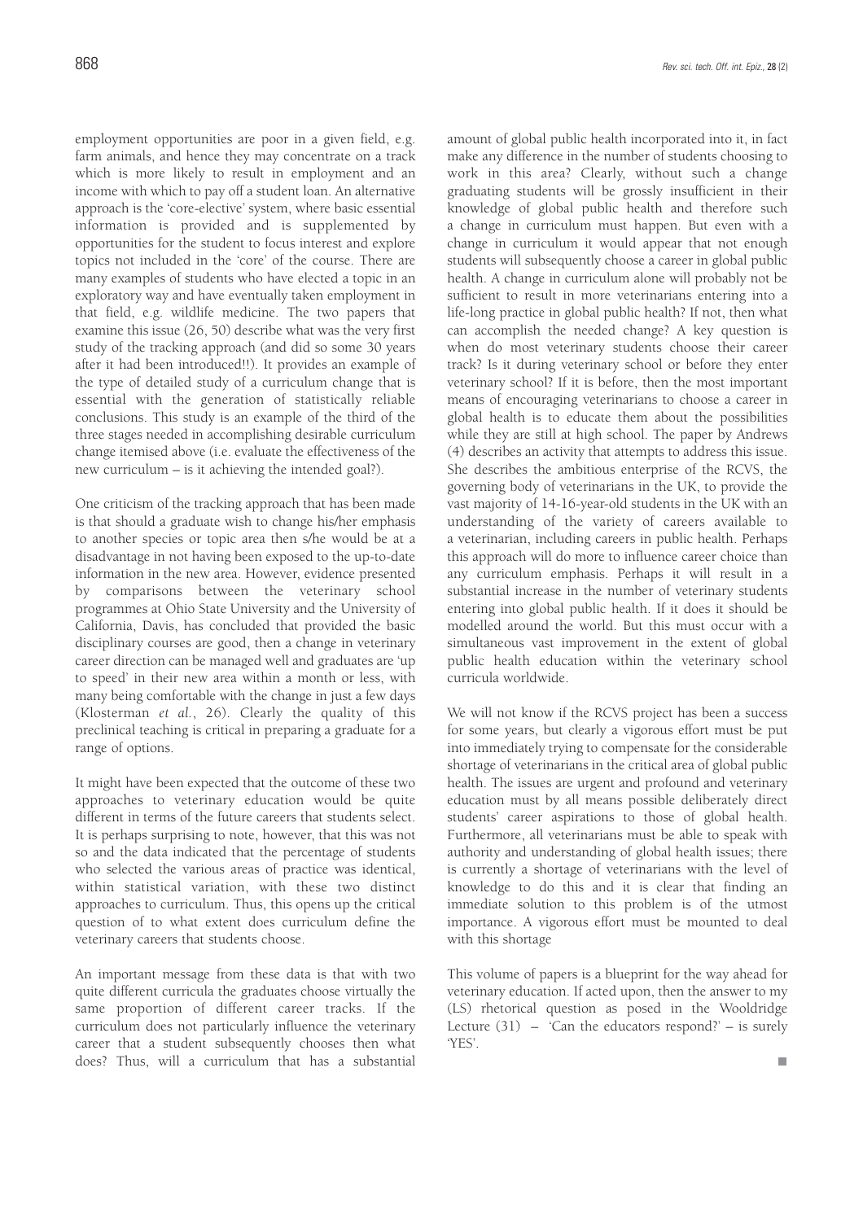employment opportunities are poor in a given field, e.g. farm animals, and hence they may concentrate on a track which is more likely to result in employment and an income with which to pay off a student loan. An alternative approach is the 'core-elective' system, where basic essential information is provided and is supplemented by opportunities for the student to focus interest and explore topics not included in the 'core' of the course. There are many examples of students who have elected a topic in an exploratory way and have eventually taken employment in that field, e.g. wildlife medicine. The two papers that examine this issue (26, 50) describe what was the very first study of the tracking approach (and did so some 30 years after it had been introduced!!). It provides an example of the type of detailed study of a curriculum change that is essential with the generation of statistically reliable conclusions. This study is an example of the third of the three stages needed in accomplishing desirable curriculum change itemised above (i.e. evaluate the effectiveness of the new curriculum – is it achieving the intended goal?).

One criticism of the tracking approach that has been made is that should a graduate wish to change his/her emphasis to another species or topic area then s/he would be at a disadvantage in not having been exposed to the up-to-date information in the new area. However, evidence presented by comparisons between the veterinary school programmes at Ohio State University and the University of California, Davis, has concluded that provided the basic disciplinary courses are good, then a change in veterinary career direction can be managed well and graduates are 'up to speed' in their new area within a month or less, with many being comfortable with the change in just a few days (Klosterman *et al.*, 26). Clearly the quality of this preclinical teaching is critical in preparing a graduate for a range of options.

It might have been expected that the outcome of these two approaches to veterinary education would be quite different in terms of the future careers that students select. It is perhaps surprising to note, however, that this was not so and the data indicated that the percentage of students who selected the various areas of practice was identical, within statistical variation, with these two distinct approaches to curriculum. Thus, this opens up the critical question of to what extent does curriculum define the veterinary careers that students choose.

An important message from these data is that with two quite different curricula the graduates choose virtually the same proportion of different career tracks. If the curriculum does not particularly influence the veterinary career that a student subsequently chooses then what does? Thus, will a curriculum that has a substantial amount of global public health incorporated into it, in fact make any difference in the number of students choosing to work in this area? Clearly, without such a change graduating students will be grossly insufficient in their knowledge of global public health and therefore such a change in curriculum must happen. But even with a change in curriculum it would appear that not enough students will subsequently choose a career in global public health. A change in curriculum alone will probably not be sufficient to result in more veterinarians entering into a life-long practice in global public health? If not, then what can accomplish the needed change? A key question is when do most veterinary students choose their career track? Is it during veterinary school or before they enter veterinary school? If it is before, then the most important means of encouraging veterinarians to choose a career in global health is to educate them about the possibilities while they are still at high school. The paper by Andrews (4) describes an activity that attempts to address this issue. She describes the ambitious enterprise of the RCVS, the governing body of veterinarians in the UK, to provide the vast majority of 14-16-year-old students in the UK with an understanding of the variety of careers available to a veterinarian, including careers in public health. Perhaps this approach will do more to influence career choice than any curriculum emphasis. Perhaps it will result in a substantial increase in the number of veterinary students entering into global public health. If it does it should be modelled around the world. But this must occur with a simultaneous vast improvement in the extent of global public health education within the veterinary school curricula worldwide.

We will not know if the RCVS project has been a success for some years, but clearly a vigorous effort must be put into immediately trying to compensate for the considerable shortage of veterinarians in the critical area of global public health. The issues are urgent and profound and veterinary education must by all means possible deliberately direct students' career aspirations to those of global health. Furthermore, all veterinarians must be able to speak with authority and understanding of global health issues; there is currently a shortage of veterinarians with the level of knowledge to do this and it is clear that finding an immediate solution to this problem is of the utmost importance. A vigorous effort must be mounted to deal with this shortage

This volume of papers is a blueprint for the way ahead for veterinary education. If acted upon, then the answer to my (LS) rhetorical question as posed in the Wooldridge Lecture (31) – 'Can the educators respond?' – is surely 'YES'.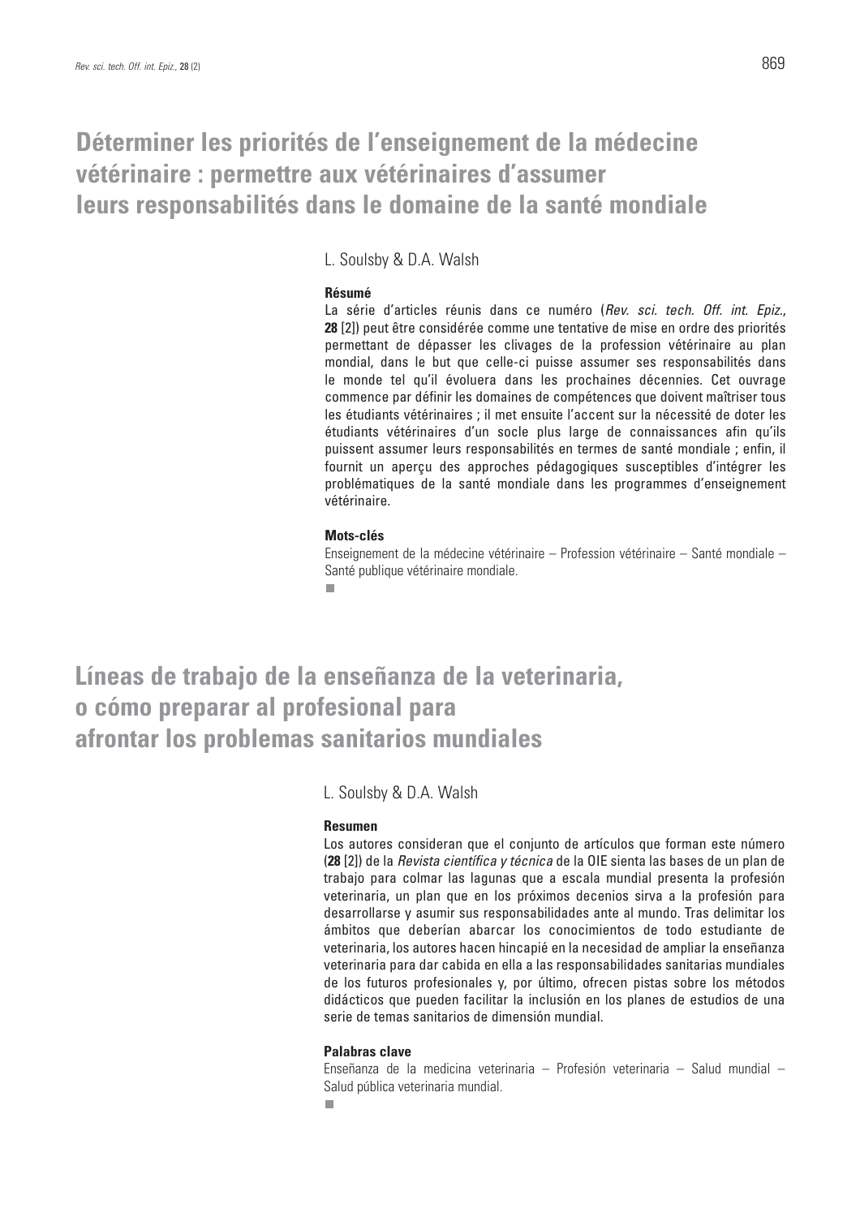# Déterminer les priorités de l'enseignement de la médecine vétérinaire : permettre aux vétérinaires d'assumer leurs responsabilités dans le domaine de la santé mondiale

L. Soulsby & D.A. Walsh

**Résumé**

La série d'articles réunis dans ce numéro (*Rev. sci. tech. Off. int. Epiz.*, **28** [2]) peut être considérée comme une tentative de mise en ordre des priorités permettant de dépasser les clivages de la profession vétérinaire au plan mondial, dans le but que celle-ci puisse assumer ses responsabilités dans le monde tel qu'il évoluera dans les prochaines décennies. Cet ouvrage commence par définir les domaines de compétences que doivent maîtriser tous les étudiants vétérinaires ; il met ensuite l'accent sur la nécessité de doter les étudiants vétérinaires d'un socle plus large de connaissances afin qu'ils puissent assumer leurs responsabilités en termes de santé mondiale ; enfin, il fournit un aperçu des approches pédagogiques susceptibles d'intégrer les problématiques de la santé mondiale dans les programmes d'enseignement vétérinaire.

**Mots-clés**

Enseignement de la médecine vétérinaire – Profession vétérinaire – Santé mondiale – Santé publique vétérinaire mondiale.

# Líneas de trabajo de la enseñanza de la veterinaria, o cómo preparar al profesional para afrontar los problemas sanitarios mundiales

L. Soulsby & D.A. Walsh

**Resumen**

Los autores consideran que el conjunto de artículos que forman este número (**28** [2]) de la *Revista científica y técnica* de la OIE sienta las bases de un plan de trabajo para colmar las lagunas que a escala mundial presenta la profesión veterinaria, un plan que en los próximos decenios sirva a la profesión para desarrollarse y asumir sus responsabilidades ante al mundo. Tras delimitar los ámbitos que deberían abarcar los conocimientos de todo estudiante de veterinaria, los autores hacen hincapié en la necesidad de ampliar la enseñanza veterinaria para dar cabida en ella a las responsabilidades sanitarias mundiales de los futuros profesionales y, por último, ofrecen pistas sobre los métodos didácticos que pueden facilitar la inclusión en los planes de estudios de una serie de temas sanitarios de dimensión mundial.

**Palabras clave**

Enseñanza de la medicina veterinaria – Profesión veterinaria – Salud mundial – Salud pública veterinaria mundial.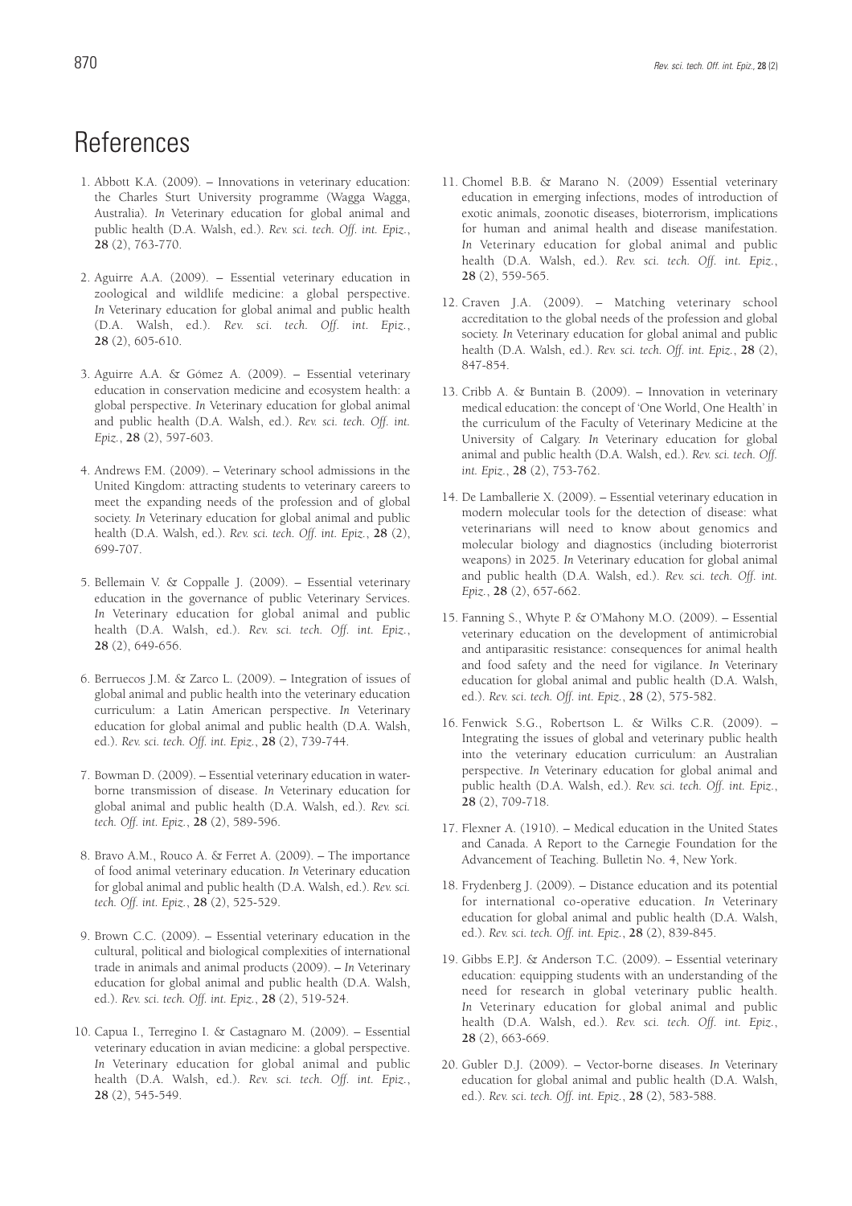# References

1. Abbott K.A. (2009). – Innovations in veterinary education: the Charles Sturt University programme (Wagga Wagga, Australia). *In* Veterinary education for global animal and public health (D.A. Walsh, ed.). *Rev. sci. tech. Off. int. Epiz.*, **28** (2), 763-770.

2. Aguirre A.A. (2009). – Essential veterinary education in zoological and wildlife medicine: a global perspective. *In* Veterinary education for global animal and public health (D.A. Walsh, ed.). *Rev. sci. tech. Off. int. Epiz.*, **28** (2), 605-610.

3. Aguirre A.A. & Gómez A. (2009). – Essential veterinary education in conservation medicine and ecosystem health: a global perspective. *In* Veterinary education for global animal and public health (D.A. Walsh, ed.). *Rev. sci. tech. Off. int. Epiz.*, **28** (2), 597-603.

4. Andrews F.M. (2009). – Veterinary school admissions in the United Kingdom: attracting students to veterinary careers to meet the expanding needs of the profession and of global society. *In* Veterinary education for global animal and public health (D.A. Walsh, ed.). *Rev. sci. tech. Off. int. Epiz.*, **28** (2), 699-707.

5. Bellemain V. & Coppalle J. (2009). – Essential veterinary education in the governance of public Veterinary Services. *In* Veterinary education for global animal and public health (D.A. Walsh, ed.). *Rev. sci. tech. Off. int. Epiz.*, **28** (2), 649-656.

6. Berruecos J.M. & Zarco L. (2009). – Integration of issues of global animal and public health into the veterinary education curriculum: a Latin American perspective. *In* Veterinary education for global animal and public health (D.A. Walsh, ed.). *Rev. sci. tech. Off. int. Epiz.*, **28** (2), 739-744.

7. Bowman D. (2009). – Essential veterinary education in water-borne transmission of disease. *In* Veterinary education for global animal and public health (D.A. Walsh, ed.). *Rev. sci. tech. Off. int. Epiz.*, **28** (2), 589-596.

8. Bravo A.M., Rouco A. & Ferret A. (2009). – The importance of food animal veterinary education. *In* Veterinary education for global animal and public health (D.A. Walsh, ed.). *Rev. sci. tech. Off. int. Epiz.*, **28** (2), 525-529.

9. Brown C.C. (2009). – Essential veterinary education in the cultural, political and biological complexities of international trade in animals and animal products (2009). – *In* Veterinary education for global animal and public health (D.A. Walsh, ed.). *Rev. sci. tech. Off. int. Epiz.*, **28** (2), 519-524.

10. Capua I., Terregino I. & Castagnaro M. (2009). – Essential veterinary education in avian medicine: a global perspective. *In* Veterinary education for global animal and public health (D.A. Walsh, ed.). *Rev. sci. tech. Off. int. Epiz.*, **28** (2), 545-549.

11. Chomel B.B. & Marano N. (2009) Essential veterinary education in emerging infections, modes of introduction of exotic animals, zoonotic diseases, bioterrorism, implications for human and animal health and disease manifestation. *In* Veterinary education for global animal and public health (D.A. Walsh, ed.). *Rev. sci. tech. Off. int. Epiz.*, **28** (2), 559-565.

12. Craven J.A. (2009). – Matching veterinary school accreditation to the global needs of the profession and global society. *In* Veterinary education for global animal and public health (D.A. Walsh, ed.). *Rev. sci. tech. Off. int. Epiz.*, **28** (2), 847-854.

13. Cribb A. & Buntain B. (2009). – Innovation in veterinary medical education: the concept of 'One World, One Health' in the curriculum of the Faculty of Veterinary Medicine at the University of Calgary. *In* Veterinary education for global animal and public health (D.A. Walsh, ed.). *Rev. sci. tech. Off. int. Epiz.*, **28** (2), 753-762.

14. De Lamballerie X. (2009). – Essential veterinary education in modern molecular tools for the detection of disease: what veterinarians will need to know about genomics and molecular biology and diagnostics (including bioterrorist weapons) in 2025. *In* Veterinary education for global animal and public health (D.A. Walsh, ed.). *Rev. sci. tech. Off. int. Epiz.*, **28** (2), 657-662.

15. Fanning S., Whyte P. & O'Mahony M.O. (2009). – Essential veterinary education on the development of antimicrobial and antiparasitic resistance: consequences for animal health and food safety and the need for vigilance. *In* Veterinary education for global animal and public health (D.A. Walsh, ed.). *Rev. sci. tech. Off. int. Epiz.*, **28** (2), 575-582.

16. Fenwick S.G., Robertson L. & Wilks C.R. (2009). – Integrating the issues of global and veterinary public health into the veterinary education curriculum: an Australian perspective. *In* Veterinary education for global animal and public health (D.A. Walsh, ed.). *Rev. sci. tech. Off. int. Epiz.*, **28** (2), 709-718.

17. Flexner A. (1910). – Medical education in the United States and Canada. A Report to the Carnegie Foundation for the Advancement of Teaching. Bulletin No. 4, New York.

18. Frydenberg J. (2009). – Distance education and its potential for international co-operative education. *In* Veterinary education for global animal and public health (D.A. Walsh, ed.). *Rev. sci. tech. Off. int. Epiz.*, **28** (2), 839-845.

19. Gibbs E.P.J. & Anderson T.C. (2009). – Essential veterinary education: equipping students with an understanding of the need for research in global veterinary public health. *In* Veterinary education for global animal and public health (D.A. Walsh, ed.). *Rev. sci. tech. Off. int. Epiz.*, **28** (2), 663-669.

20. Gubler D.J. (2009). – Vector-borne diseases. *In* Veterinary education for global animal and public health (D.A. Walsh, ed.). *Rev. sci. tech. Off. int. Epiz.*, **28** (2), 583-588.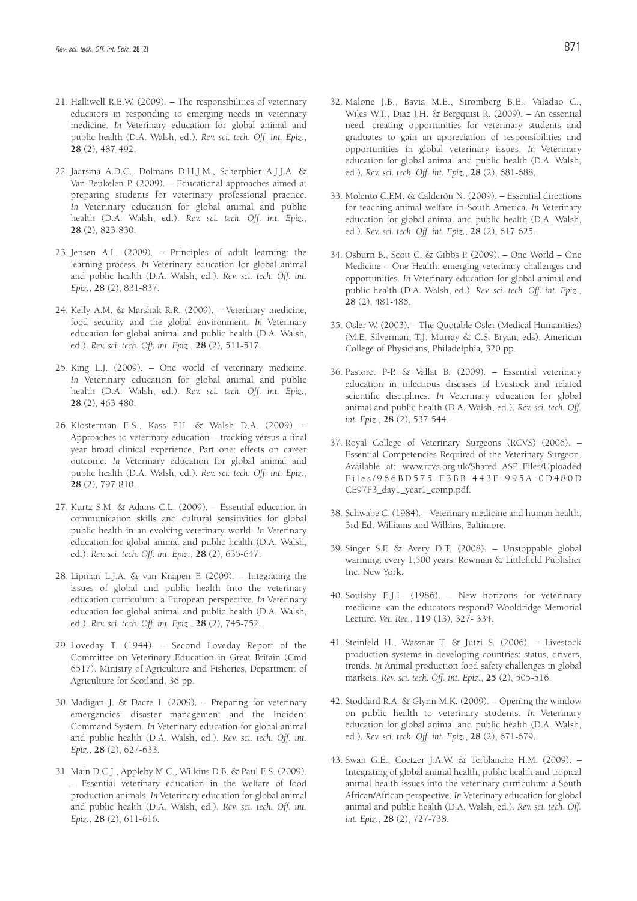21. Halliwell R.E.W. (2009). – The responsibilities of veterinary educators in responding to emerging needs in veterinary medicine. *In* Veterinary education for global animal and public health (D.A. Walsh, ed.). *Rev. sci. tech. Off. int. Epiz.*, **28** (2), 487-492.

22. Jaarsma A.D.C., Dolmans D.H.J.M., Scherpbier A.J.J.A. & Van Beukelen P. (2009). – Educational approaches aimed at preparing students for veterinary professional practice. *In* Veterinary education for global animal and public health (D.A. Walsh, ed.). *Rev. sci. tech. Off. int. Epiz.*, **28** (2), 823-830.

23. Jensen A.L. (2009). – Principles of adult learning: the learning process. *In* Veterinary education for global animal and public health (D.A. Walsh, ed.). *Rev. sci. tech. Off. int. Epiz.*, **28** (2), 831-837.

24. Kelly A.M. & Marshak R.R. (2009). – Veterinary medicine, food security and the global environment. *In* Veterinary education for global animal and public health (D.A. Walsh, ed.). *Rev. sci. tech. Off. int. Epiz.*, **28** (2), 511-517.

25. King L.J. (2009). – One world of veterinary medicine. *In* Veterinary education for global animal and public health (D.A. Walsh, ed.). *Rev. sci. tech. Off. int. Epiz.*, **28** (2), 463-480.

26. Klosterman E.S., Kass P.H. & Walsh D.A. (2009). – Approaches to veterinary education – tracking versus a final year broad clinical experience. Part one: effects on career outcome. *In* Veterinary education for global animal and public health (D.A. Walsh, ed.). *Rev. sci. tech. Off. int. Epiz.*, **28** (2), 797-810.

27. Kurtz S.M. & Adams C.L. (2009). – Essential education in communication skills and cultural sensitivities for global public health in an evolving veterinary world. *In* Veterinary education for global animal and public health (D.A. Walsh, ed.). *Rev. sci. tech. Off. int. Epiz.*, **28** (2), 635-647.

28. Lipman L.J.A. & van Knapen F. (2009). – Integrating the issues of global and public health into the veterinary education curriculum: a European perspective. *In* Veterinary education for global animal and public health (D.A. Walsh, ed.). *Rev. sci. tech. Off. int. Epiz.*, **28** (2), 745-752.

29. Loveday T. (1944). – Second Loveday Report of the Committee on Veterinary Education in Great Britain (Cmd 6517). Ministry of Agriculture and Fisheries, Department of Agriculture for Scotland, 36 pp.

30. Madigan J. & Dacre I. (2009). – Preparing for veterinary emergencies: disaster management and the Incident Command System. *In* Veterinary education for global animal and public health (D.A. Walsh, ed.). *Rev. sci. tech. Off. int. Epiz.*, **28** (2), 627-633.

31. Main D.C.J., Appleby M.C., Wilkins D.B. & Paul E.S. (2009). – Essential veterinary education in the welfare of food production animals. *In* Veterinary education for global animal and public health (D.A. Walsh, ed.). *Rev. sci. tech. Off. int. Epiz.*, **28** (2), 611-616.

32. Malone J.B., Bavia M.E., Stromberg B.E., Valadao C., Wiles W.T., Diaz J.H. & Bergquist R. (2009). – An essential need: creating opportunities for veterinary students and graduates to gain an appreciation of responsibilities and opportunities in global veterinary issues. *In* Veterinary education for global animal and public health (D.A. Walsh, ed.). *Rev. sci. tech. Off. int. Epiz.*, **28** (2), 681-688.

33. Molento C.F.M. & Calderón N. (2009). – Essential directions for teaching animal welfare in South America. *In* Veterinary education for global animal and public health (D.A. Walsh, ed.). *Rev. sci. tech. Off. int. Epiz.*, **28** (2), 617-625.

34. Osburn B., Scott C. & Gibbs P. (2009). – One World – One Medicine – One Health: emerging veterinary challenges and opportunities. *In* Veterinary education for global animal and public health (D.A. Walsh, ed.). *Rev. sci. tech. Off. int. Epiz.*, **28** (2), 481-486.

35. Osler W. (2003). – The Quotable Osler (Medical Humanities) (M.E. Silverman, T.J. Murray & C.S. Bryan, eds). American College of Physicians, Philadelphia, 320 pp.

36. Pastoret P-P. & Vallat B. (2009). – Essential veterinary education in infectious diseases of livestock and related scientific disciplines. *In* Veterinary education for global animal and public health (D.A. Walsh, ed.). *Rev. sci. tech. Off. int. Epiz.*, **28** (2), 537-544.

37. Royal College of Veterinary Surgeons (RCVS) (2006). – Essential Competencies Required of the Veterinary Surgeon. Available at: www.rcvs.org.uk/Shared_ASP_Files/Uploaded Files/966BD575-F3BB-443F-995A-0D480DCE97F3_day1_year1_comp.pdf.

38. Schwabe C. (1984). – Veterinary medicine and human health, 3rd Ed. Williams and Wilkins, Baltimore.

39. Singer S.F. & Avery D.T. (2008). – Unstoppable global warming: every 1,500 years. Rowman & Littlefield Publisher Inc. New York.

40. Soulsby E.J.L. (1986). – New horizons for veterinary medicine: can the educators respond? Wooldridge Memorial Lecture. *Vet. Rec.*, **119** (13), 327- 334.

41. Steinfeld H., Wassnar T. & Jutzi S. (2006). – Livestock production systems in developing countries: status, drivers, trends. *In* Animal production food safety challenges in global markets. *Rev. sci. tech. Off. int. Epiz.*, **25** (2), 505-516.

42. Stoddard R.A. & Glynn M.K. (2009). – Opening the window on public health to veterinary students. *In* Veterinary education for global animal and public health (D.A. Walsh, ed.). *Rev. sci. tech. Off. int. Epiz.*, **28** (2), 671-679.

43. Swan G.E., Coetzer J.A.W. & Terblanche H.M. (2009). – Integrating of global animal health, public health and tropical animal health issues into the veterinary curriculum: a South African/African perspective. *In* Veterinary education for global animal and public health (D.A. Walsh, ed.). *Rev. sci. tech. Off. int. Epiz.*, **28** (2), 727-738.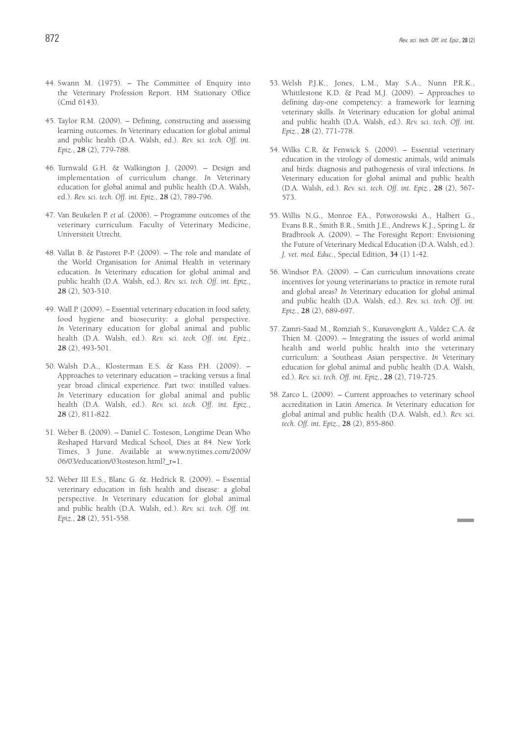44. Swann M. (1975). – The Committee of Enquiry into the Veterinary Profession Report. HM Stationary Office (Cmd 6143).

45. Taylor R.M. (2009). – Defining, constructing and assessing learning outcomes. *In* Veterinary education for global animal and public health (D.A. Walsh, ed.). *Rev. sci. tech. Off. int. Epiz.*, **28** (2), 779-788.

46. Turnwald G.H. & Walkington J. (2009). – Design and implementation of curriculum change. *In* Veterinary education for global animal and public health (D.A. Walsh, ed.). *Rev. sci. tech. Off. int. Epiz.*, **28** (2), 789-796.

47. Van Beukelen P. *et al.* (2006). – Programme outcomes of the veterinary curriculum. Faculty of Veterinary Medicine, Universiteit Utrecht.

48. Vallat B. & Pastoret P-P. (2009). – The role and mandate of the World Organisation for Animal Health in veterinary education. *In* Veterinary education for global animal and public health (D.A. Walsh, ed.). *Rev. sci. tech. Off. int. Epiz.*, **28** (2), 503-510.

49. Wall P. (2009). – Essential veterinary education in food safety, food hygiene and biosecurity: a global perspective. *In* Veterinary education for global animal and public health (D.A. Walsh, ed.). *Rev. sci. tech. Off. int. Epiz.*, **28** (2), 493-501.

50. Walsh D.A., Klosterman E.S. & Kass P.H. (2009). – Approaches to veterinary education – tracking versus a final year broad clinical experience. Part two: instilled values. *In* Veterinary education for global animal and public health (D.A. Walsh, ed.). *Rev. sci. tech. Off. int. Epiz.*, **28** (2), 811-822.

51. Weber B. (2009). – Daniel C. Tosteson, Longtime Dean Who Reshaped Harvard Medical School, Dies at 84. New York Times, 3 June. Available at www.nytimes.com/2009/06/03/education/03tosteson.html?_r=1.

52. Weber III E.S., Blanc G. &. Hedrick R. (2009). – Essential veterinary education in fish health and disease: a global perspective. *In* Veterinary education for global animal and public health (D.A. Walsh, ed.). *Rev. sci. tech. Off. int. Epiz.*, **28** (2), 551-558.

53. Welsh P.J.K., Jones, L.M., May S.A., Nunn P.R.K., Whittlestone K.D. & Pead M.J. (2009). – Approaches to defining day-one competency: a framework for learning veterinary skills. *In* Veterinary education for global animal and public health (D.A. Walsh, ed.). *Rev. sci. tech. Off. int. Epiz.*, **28** (2), 771-778.

54. Wilks C.R. & Fenwick S. (2009). – Essential veterinary education in the virology of domestic animals, wild animals and birds: diagnosis and pathogenesis of viral infections. *In* Veterinary education for global animal and public health (D.A. Walsh, ed.). *Rev. sci. tech. Off. int. Epiz.*, **28** (2), 567-573.

55. Willis N.G., Monroe F.A., Potworowski A., Halbert G., Evans B.R., Smith B.R., Smith J.E., Andrews K.J., Spring L. & Bradbrook A. (2009). – The Foresight Report: Envisioning the Future of Veterinary Medical Education (D.A. Walsh, ed.). *J. vet. med. Educ.*, Special Edition, **34** (1) 1-42.

56. Windsor P.A. (2009). – Can curriculum innovations create incentives for young veterinarians to practice in remote rural and global areas? *In* Veterinary education for global animal and public health (D.A. Walsh, ed.). *Rev. sci. tech. Off. int. Epiz.*, **28** (2), 689-697.

57. Zamri-Saad M., Romziah S., Kunavongkrit A., Valdez C.A. & Thien M. (2009). – Integrating the issues of world animal health and world public health into the veterinary curriculum: a Southeast Asian perspective. *In* Veterinary education for global animal and public health (D.A. Walsh, ed.). *Rev. sci. tech. Off. int. Epiz.*, **28** (2), 719-725.

58. Zarco L. (2009). – Current approaches to veterinary school accreditation in Latin America. *In* Veterinary education for global animal and public health (D.A. Walsh, ed.). *Rev. sci. tech. Off. int. Epiz.*, **28** (2), 855-860.